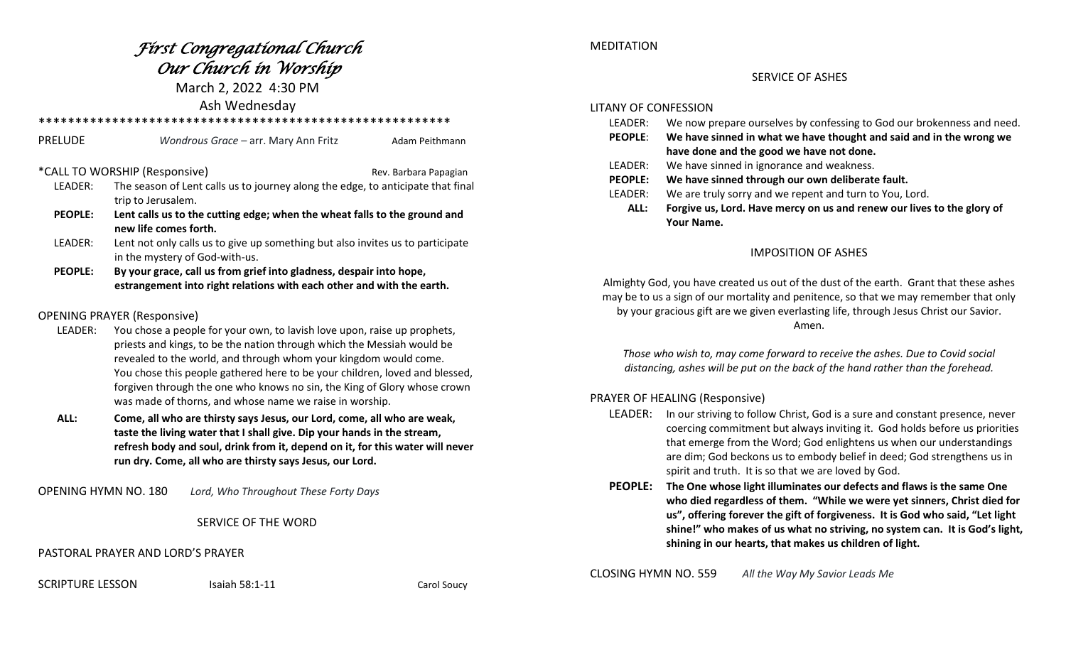# *First Congregational Church*
# *Our Church in Worship*

March 2, 2022 4:30 PM

Ash Wednesday

*******************************************************

PRELUDE — *Wondrous Grace* – arr. Mary Ann Fritz — Adam Peithmann

*CALL TO WORSHIP (Responsive) — Rev. Barbara Papagian

LEADER: The season of Lent calls us to journey along the edge, to anticipate that final trip to Jerusalem.

**PEOPLE: Lent calls us to the cutting edge; when the wheat falls to the ground and new life comes forth.**

LEADER: Lent not only calls us to give up something but also invites us to participate in the mystery of God-with-us.

**PEOPLE: By your grace, call us from grief into gladness, despair into hope, estrangement into right relations with each other and with the earth.**

OPENING PRAYER (Responsive)

LEADER: You chose a people for your own, to lavish love upon, raise up prophets, priests and kings, to be the nation through which the Messiah would be revealed to the world, and through whom your kingdom would come. You chose this people gathered here to be your children, loved and blessed, forgiven through the one who knows no sin, the King of Glory whose crown was made of thorns, and whose name we raise in worship.

**ALL: Come, all who are thirsty says Jesus, our Lord, come, all who are weak, taste the living water that I shall give. Dip your hands in the stream, refresh body and soul, drink from it, depend on it, for this water will never run dry. Come, all who are thirsty says Jesus, our Lord.**

OPENING HYMN NO. 180 — *Lord, Who Throughout These Forty Days*

SERVICE OF THE WORD

PASTORAL PRAYER AND LORD'S PRAYER

SCRIPTURE LESSON — Isaiah 58:1-11 — Carol Soucy

MEDITATION

SERVICE OF ASHES

LITANY OF CONFESSION

LEADER: We now prepare ourselves by confessing to God our brokenness and need.

**PEOPLE: We have sinned in what we have thought and said and in the wrong we have done and the good we have not done.**

LEADER: We have sinned in ignorance and weakness.

**PEOPLE: We have sinned through our own deliberate fault.**

LEADER: We are truly sorry and we repent and turn to You, Lord.

**ALL: Forgive us, Lord. Have mercy on us and renew our lives to the glory of Your Name.**

IMPOSITION OF ASHES

Almighty God, you have created us out of the dust of the earth. Grant that these ashes may be to us a sign of our mortality and penitence, so that we may remember that only by your gracious gift are we given everlasting life, through Jesus Christ our Savior. Amen.

*Those who wish to, may come forward to receive the ashes. Due to Covid social distancing, ashes will be put on the back of the hand rather than the forehead.*

PRAYER OF HEALING (Responsive)

LEADER: In our striving to follow Christ, God is a sure and constant presence, never coercing commitment but always inviting it. God holds before us priorities that emerge from the Word; God enlightens us when our understandings are dim; God beckons us to embody belief in deed; God strengthens us in spirit and truth. It is so that we are loved by God.

**PEOPLE: The One whose light illuminates our defects and flaws is the same One who died regardless of them. "While we were yet sinners, Christ died for us", offering forever the gift of forgiveness. It is God who said, "Let light shine!" who makes of us what no striving, no system can. It is God's light, shining in our hearts, that makes us children of light.**

CLOSING HYMN NO. 559 — *All the Way My Savior Leads Me*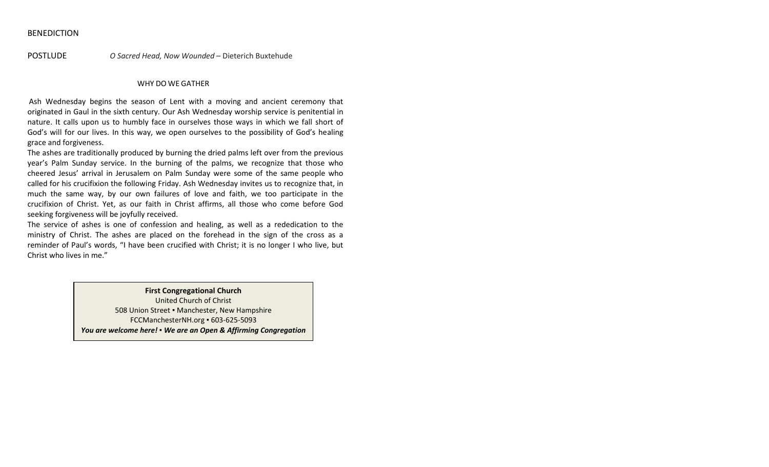BENEDICTION

POSTLUDE *O Sacred Head, Now Wounded* – Dieterich Buxtehude

## WHY DO WE GATHER

Ash Wednesday begins the season of Lent with a moving and ancient ceremony that originated in Gaul in the sixth century. Our Ash Wednesday worship service is penitential in nature. It calls upon us to humbly face in ourselves those ways in which we fall short of God's will for our lives. In this way, we open ourselves to the possibility of God's healing grace and forgiveness.

The ashes are traditionally produced by burning the dried palms left over from the previous year's Palm Sunday service. In the burning of the palms, we recognize that those who cheered Jesus' arrival in Jerusalem on Palm Sunday were some of the same people who called for his crucifixion the following Friday. Ash Wednesday invites us to recognize that, in much the same way, by our own failures of love and faith, we too participate in the crucifixion of Christ. Yet, as our faith in Christ affirms, all those who come before God seeking forgiveness will be joyfully received.

The service of ashes is one of confession and healing, as well as a rededication to the ministry of Christ. The ashes are placed on the forehead in the sign of the cross as a reminder of Paul's words, "I have been crucified with Christ; it is no longer I who live, but Christ who lives in me."

**First Congregational Church**
United Church of Christ
508 Union Street ▪ Manchester, New Hampshire
FCCManchesterNH.org ▪ 603-625-5093
***You are welcome here! ▪ We are an Open & Affirming Congregation***